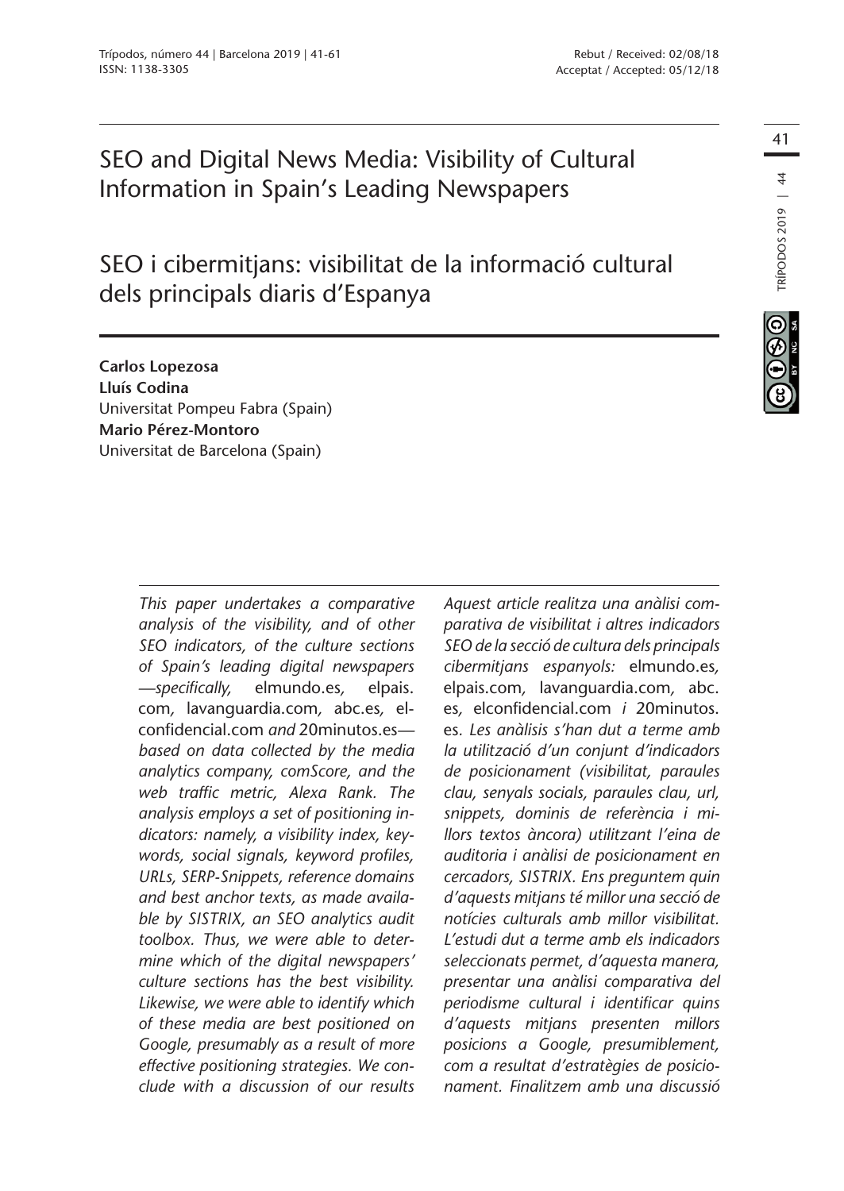Rebut / Received: 02/08/18
Acceptat / Accepted: 05/12/18

# SEO and Digital News Media: Visibility of Cultural Information in Spain's Leading Newspapers

# SEO i cibermitjans: visibilitat de la informació cultural dels principals diaris d'Espanya

**Carlos Lopezosa**
**Lluís Codina**
Universitat Pompeu Fabra (Spain)
**Mario Pérez-Montoro**
Universitat de Barcelona (Spain)

*This paper undertakes a comparative analysis of the visibility, and of other SEO indicators, of the culture sections of Spain's leading digital newspapers —specifically,* elmundo.es*,* elpais.com*,* lavanguardia.com*,* abc.es*,* elconfidencial.com *and* 20minutos.es*— based on data collected by the media analytics company, comScore, and the web traffic metric, Alexa Rank. The analysis employs a set of positioning indicators: namely, a visibility index, keywords, social signals, keyword profiles, URLs, SERP-Snippets, reference domains and best anchor texts, as made available by SISTRIX, an SEO analytics audit toolbox. Thus, we were able to determine which of the digital newspapers' culture sections has the best visibility. Likewise, we were able to identify which of these media are best positioned on Google, presumably as a result of more effective positioning strategies. We conclude with a discussion of our results*

*Aquest article realitza una anàlisi comparativa de visibilitat i altres indicadors SEO de la secció de cultura dels principals cibermitjans espanyols:* elmundo.es*,* elpais.com*,* lavanguardia.com*,* abc.es*,* elconfidencial.com *i* 20minutos.es*. Les anàlisis s'han dut a terme amb la utilització d'un conjunt d'indicadors de posicionament (visibilitat, paraules clau, senyals socials, paraules clau, url, snippets, dominis de referència i millors textos àncora) utilitzant l'eina de auditoria i anàlisi de posicionament en cercadors, SISTRIX. Ens preguntem quin d'aquests mitjans té millor una secció de notícies culturals amb millor visibilitat. L'estudi dut a terme amb els indicadors seleccionats permet, d'aquesta manera, presentar una anàlisi comparativa del periodisme cultural i identificar quins d'aquests mitjans presenten millors posicions a Google, presumiblement, com a resultat d'estratègies de posicionament. Finalitzem amb una discussió*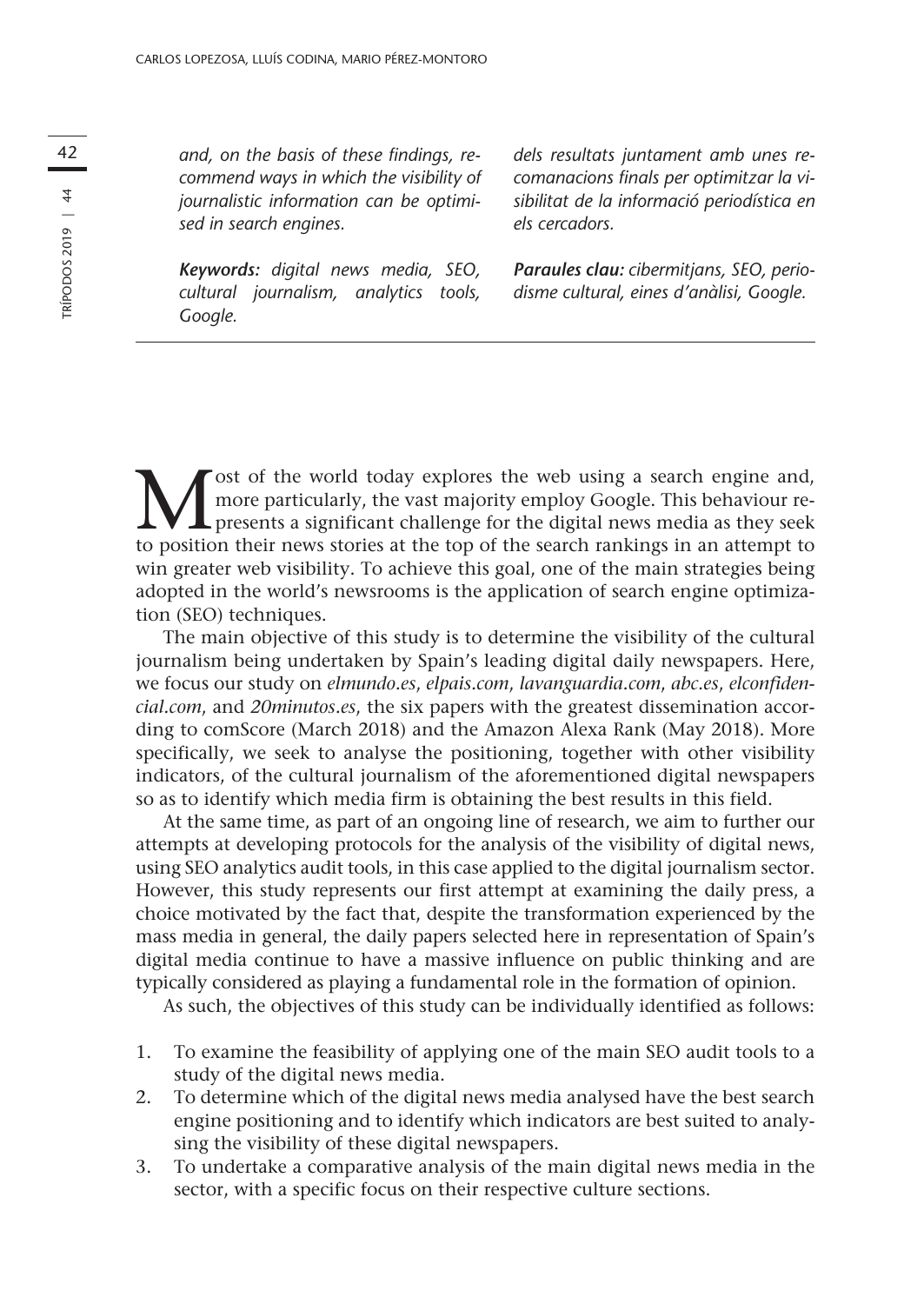*and, on the basis of these findings, recommend ways in which the visibility of journalistic information can be optimised in search engines.*

***Keywords:*** *digital news media, SEO, cultural journalism, analytics tools, Google.*

*dels resultats juntament amb unes recomanacions finals per optimitzar la visibilitat de la informació periodística en els cercadors.*

***Paraules clau:*** *cibermitjans, SEO, periodisme cultural, eines d'anàlisi, Google.*

---

Most of the world today explores the web using a search engine and, more particularly, the vast majority employ Google. This behaviour represents a significant challenge for the digital news media as they seek to position their news stories at the top of the search rankings in an attempt to win greater web visibility. To achieve this goal, one of the main strategies being adopted in the world's newsrooms is the application of search engine optimization (SEO) techniques.

The main objective of this study is to determine the visibility of the cultural journalism being undertaken by Spain's leading digital daily newspapers. Here, we focus our study on *elmundo.es*, *elpais.com*, *lavanguardia.com*, *abc.es*, *elconfidencial.com*, and *20minutos.es*, the six papers with the greatest dissemination according to comScore (March 2018) and the Amazon Alexa Rank (May 2018). More specifically, we seek to analyse the positioning, together with other visibility indicators, of the cultural journalism of the aforementioned digital newspapers so as to identify which media firm is obtaining the best results in this field.

At the same time, as part of an ongoing line of research, we aim to further our attempts at developing protocols for the analysis of the visibility of digital news, using SEO analytics audit tools, in this case applied to the digital journalism sector. However, this study represents our first attempt at examining the daily press, a choice motivated by the fact that, despite the transformation experienced by the mass media in general, the daily papers selected here in representation of Spain's digital media continue to have a massive influence on public thinking and are typically considered as playing a fundamental role in the formation of opinion.

As such, the objectives of this study can be individually identified as follows:

1. To examine the feasibility of applying one of the main SEO audit tools to a study of the digital news media.
2. To determine which of the digital news media analysed have the best search engine positioning and to identify which indicators are best suited to analysing the visibility of these digital newspapers.
3. To undertake a comparative analysis of the main digital news media in the sector, with a specific focus on their respective culture sections.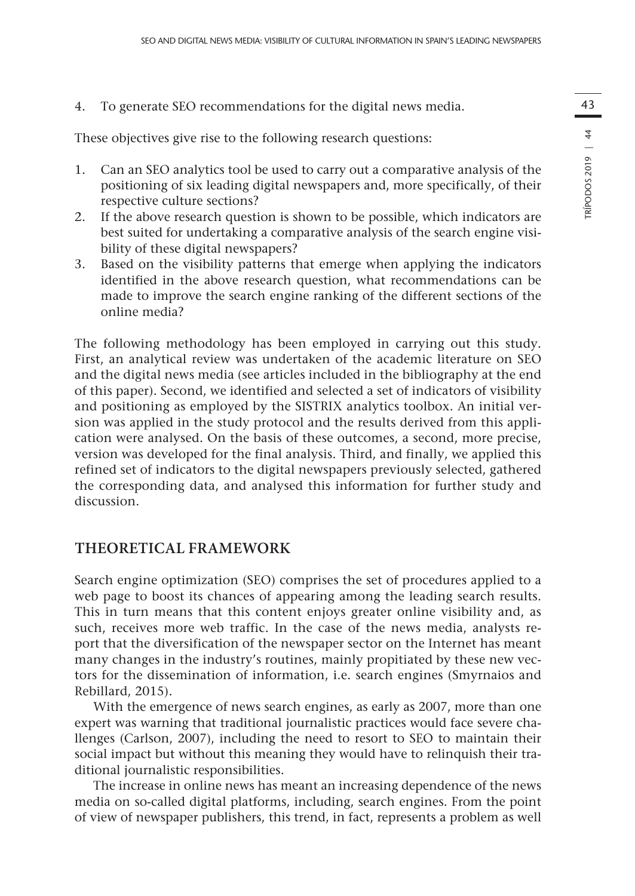4. To generate SEO recommendations for the digital news media.

These objectives give rise to the following research questions:

1. Can an SEO analytics tool be used to carry out a comparative analysis of the positioning of six leading digital newspapers and, more specifically, of their respective culture sections?
2. If the above research question is shown to be possible, which indicators are best suited for undertaking a comparative analysis of the search engine visibility of these digital newspapers?
3. Based on the visibility patterns that emerge when applying the indicators identified in the above research question, what recommendations can be made to improve the search engine ranking of the different sections of the online media?

The following methodology has been employed in carrying out this study. First, an analytical review was undertaken of the academic literature on SEO and the digital news media (see articles included in the bibliography at the end of this paper). Second, we identified and selected a set of indicators of visibility and positioning as employed by the SISTRIX analytics toolbox. An initial version was applied in the study protocol and the results derived from this application were analysed. On the basis of these outcomes, a second, more precise, version was developed for the final analysis. Third, and finally, we applied this refined set of indicators to the digital newspapers previously selected, gathered the corresponding data, and analysed this information for further study and discussion.

## THEORETICAL FRAMEWORK

Search engine optimization (SEO) comprises the set of procedures applied to a web page to boost its chances of appearing among the leading search results. This in turn means that this content enjoys greater online visibility and, as such, receives more web traffic. In the case of the news media, analysts report that the diversification of the newspaper sector on the Internet has meant many changes in the industry's routines, mainly propitiated by these new vectors for the dissemination of information, i.e. search engines (Smyrnaios and Rebillard, 2015).

With the emergence of news search engines, as early as 2007, more than one expert was warning that traditional journalistic practices would face severe challenges (Carlson, 2007), including the need to resort to SEO to maintain their social impact but without this meaning they would have to relinquish their traditional journalistic responsibilities.

The increase in online news has meant an increasing dependence of the news media on so-called digital platforms, including, search engines. From the point of view of newspaper publishers, this trend, in fact, represents a problem as well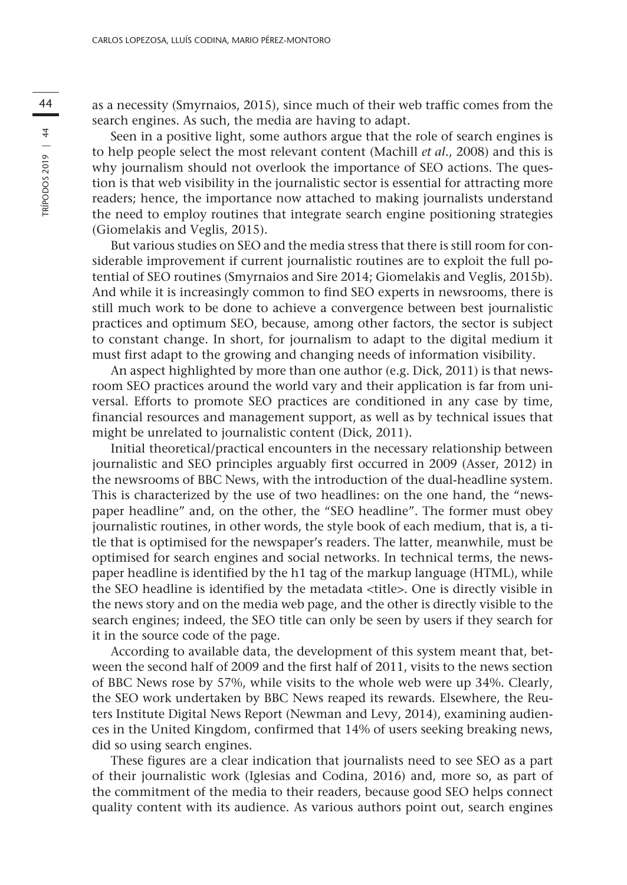as a necessity (Smyrnaios, 2015), since much of their web traffic comes from the search engines. As such, the media are having to adapt.

Seen in a positive light, some authors argue that the role of search engines is to help people select the most relevant content (Machill *et al*., 2008) and this is why journalism should not overlook the importance of SEO actions. The question is that web visibility in the journalistic sector is essential for attracting more readers; hence, the importance now attached to making journalists understand the need to employ routines that integrate search engine positioning strategies (Giomelakis and Veglis, 2015).

But various studies on SEO and the media stress that there is still room for considerable improvement if current journalistic routines are to exploit the full potential of SEO routines (Smyrnaios and Sire 2014; Giomelakis and Veglis, 2015b). And while it is increasingly common to find SEO experts in newsrooms, there is still much work to be done to achieve a convergence between best journalistic practices and optimum SEO, because, among other factors, the sector is subject to constant change. In short, for journalism to adapt to the digital medium it must first adapt to the growing and changing needs of information visibility.

An aspect highlighted by more than one author (e.g. Dick, 2011) is that newsroom SEO practices around the world vary and their application is far from universal. Efforts to promote SEO practices are conditioned in any case by time, financial resources and management support, as well as by technical issues that might be unrelated to journalistic content (Dick, 2011).

Initial theoretical/practical encounters in the necessary relationship between journalistic and SEO principles arguably first occurred in 2009 (Asser, 2012) in the newsrooms of BBC News, with the introduction of the dual-headline system. This is characterized by the use of two headlines: on the one hand, the "newspaper headline" and, on the other, the "SEO headline". The former must obey journalistic routines, in other words, the style book of each medium, that is, a title that is optimised for the newspaper's readers. The latter, meanwhile, must be optimised for search engines and social networks. In technical terms, the newspaper headline is identified by the h1 tag of the markup language (HTML), while the SEO headline is identified by the metadata <title>. One is directly visible in the news story and on the media web page, and the other is directly visible to the search engines; indeed, the SEO title can only be seen by users if they search for it in the source code of the page.

According to available data, the development of this system meant that, between the second half of 2009 and the first half of 2011, visits to the news section of BBC News rose by 57%, while visits to the whole web were up 34%. Clearly, the SEO work undertaken by BBC News reaped its rewards. Elsewhere, the Reuters Institute Digital News Report (Newman and Levy, 2014), examining audiences in the United Kingdom, confirmed that 14% of users seeking breaking news, did so using search engines.

These figures are a clear indication that journalists need to see SEO as a part of their journalistic work (Iglesias and Codina, 2016) and, more so, as part of the commitment of the media to their readers, because good SEO helps connect quality content with its audience. As various authors point out, search engines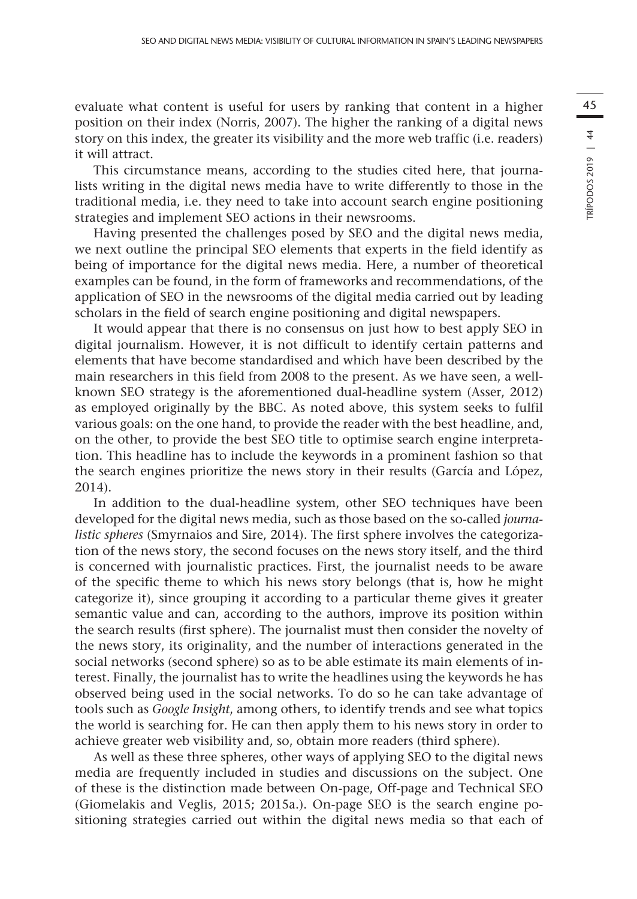evaluate what content is useful for users by ranking that content in a higher position on their index (Norris, 2007). The higher the ranking of a digital news story on this index, the greater its visibility and the more web traffic (i.e. readers) it will attract.

This circumstance means, according to the studies cited here, that journalists writing in the digital news media have to write differently to those in the traditional media, i.e. they need to take into account search engine positioning strategies and implement SEO actions in their newsrooms.

Having presented the challenges posed by SEO and the digital news media, we next outline the principal SEO elements that experts in the field identify as being of importance for the digital news media. Here, a number of theoretical examples can be found, in the form of frameworks and recommendations, of the application of SEO in the newsrooms of the digital media carried out by leading scholars in the field of search engine positioning and digital newspapers.

It would appear that there is no consensus on just how to best apply SEO in digital journalism. However, it is not difficult to identify certain patterns and elements that have become standardised and which have been described by the main researchers in this field from 2008 to the present. As we have seen, a well-known SEO strategy is the aforementioned dual-headline system (Asser, 2012) as employed originally by the BBC. As noted above, this system seeks to fulfil various goals: on the one hand, to provide the reader with the best headline, and, on the other, to provide the best SEO title to optimise search engine interpretation. This headline has to include the keywords in a prominent fashion so that the search engines prioritize the news story in their results (García and López, 2014).

In addition to the dual-headline system, other SEO techniques have been developed for the digital news media, such as those based on the so-called *journalistic spheres* (Smyrnaios and Sire, 2014). The first sphere involves the categorization of the news story, the second focuses on the news story itself, and the third is concerned with journalistic practices. First, the journalist needs to be aware of the specific theme to which his news story belongs (that is, how he might categorize it), since grouping it according to a particular theme gives it greater semantic value and can, according to the authors, improve its position within the search results (first sphere). The journalist must then consider the novelty of the news story, its originality, and the number of interactions generated in the social networks (second sphere) so as to be able estimate its main elements of interest. Finally, the journalist has to write the headlines using the keywords he has observed being used in the social networks. To do so he can take advantage of tools such as *Google Insight*, among others, to identify trends and see what topics the world is searching for. He can then apply them to his news story in order to achieve greater web visibility and, so, obtain more readers (third sphere).

As well as these three spheres, other ways of applying SEO to the digital news media are frequently included in studies and discussions on the subject. One of these is the distinction made between On-page, Off-page and Technical SEO (Giomelakis and Veglis, 2015; 2015a.). On-page SEO is the search engine positioning strategies carried out within the digital news media so that each of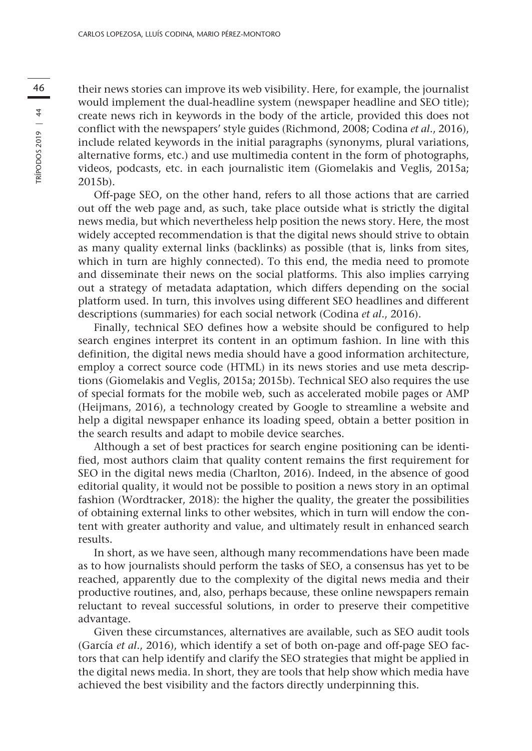their news stories can improve its web visibility. Here, for example, the journalist would implement the dual-headline system (newspaper headline and SEO title); create news rich in keywords in the body of the article, provided this does not conflict with the newspapers' style guides (Richmond, 2008; Codina *et al*., 2016), include related keywords in the initial paragraphs (synonyms, plural variations, alternative forms, etc.) and use multimedia content in the form of photographs, videos, podcasts, etc. in each journalistic item (Giomelakis and Veglis, 2015a; 2015b).

Off-page SEO, on the other hand, refers to all those actions that are carried out off the web page and, as such, take place outside what is strictly the digital news media, but which nevertheless help position the news story. Here, the most widely accepted recommendation is that the digital news should strive to obtain as many quality external links (backlinks) as possible (that is, links from sites, which in turn are highly connected). To this end, the media need to promote and disseminate their news on the social platforms. This also implies carrying out a strategy of metadata adaptation, which differs depending on the social platform used. In turn, this involves using different SEO headlines and different descriptions (summaries) for each social network (Codina *et al*., 2016).

Finally, technical SEO defines how a website should be configured to help search engines interpret its content in an optimum fashion. In line with this definition, the digital news media should have a good information architecture, employ a correct source code (HTML) in its news stories and use meta descriptions (Giomelakis and Veglis, 2015a; 2015b). Technical SEO also requires the use of special formats for the mobile web, such as accelerated mobile pages or AMP (Heijmans, 2016), a technology created by Google to streamline a website and help a digital newspaper enhance its loading speed, obtain a better position in the search results and adapt to mobile device searches.

Although a set of best practices for search engine positioning can be identified, most authors claim that quality content remains the first requirement for SEO in the digital news media (Charlton, 2016). Indeed, in the absence of good editorial quality, it would not be possible to position a news story in an optimal fashion (Wordtracker, 2018): the higher the quality, the greater the possibilities of obtaining external links to other websites, which in turn will endow the content with greater authority and value, and ultimately result in enhanced search results.

In short, as we have seen, although many recommendations have been made as to how journalists should perform the tasks of SEO, a consensus has yet to be reached, apparently due to the complexity of the digital news media and their productive routines, and, also, perhaps because, these online newspapers remain reluctant to reveal successful solutions, in order to preserve their competitive advantage.

Given these circumstances, alternatives are available, such as SEO audit tools (García *et al*., 2016), which identify a set of both on-page and off-page SEO factors that can help identify and clarify the SEO strategies that might be applied in the digital news media. In short, they are tools that help show which media have achieved the best visibility and the factors directly underpinning this.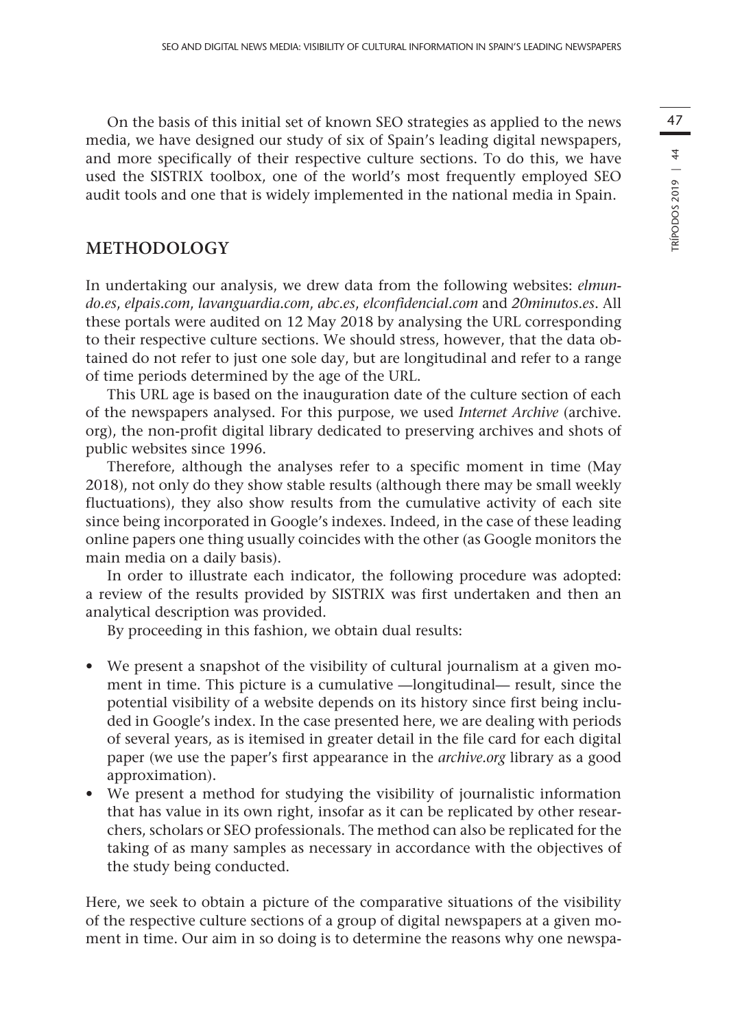On the basis of this initial set of known SEO strategies as applied to the news media, we have designed our study of six of Spain's leading digital newspapers, and more specifically of their respective culture sections. To do this, we have used the SISTRIX toolbox, one of the world's most frequently employed SEO audit tools and one that is widely implemented in the national media in Spain.

## METHODOLOGY

In undertaking our analysis, we drew data from the following websites: *elmundo.es*, *elpais.com*, *lavanguardia.com*, *abc.es*, *elconfidencial.com* and *20minutos.es*. All these portals were audited on 12 May 2018 by analysing the URL corresponding to their respective culture sections. We should stress, however, that the data obtained do not refer to just one sole day, but are longitudinal and refer to a range of time periods determined by the age of the URL.

This URL age is based on the inauguration date of the culture section of each of the newspapers analysed. For this purpose, we used *Internet Archive* (archive.org), the non-profit digital library dedicated to preserving archives and shots of public websites since 1996.

Therefore, although the analyses refer to a specific moment in time (May 2018), not only do they show stable results (although there may be small weekly fluctuations), they also show results from the cumulative activity of each site since being incorporated in Google's indexes. Indeed, in the case of these leading online papers one thing usually coincides with the other (as Google monitors the main media on a daily basis).

In order to illustrate each indicator, the following procedure was adopted: a review of the results provided by SISTRIX was first undertaken and then an analytical description was provided.

By proceeding in this fashion, we obtain dual results:

- We present a snapshot of the visibility of cultural journalism at a given moment in time. This picture is a cumulative —longitudinal— result, since the potential visibility of a website depends on its history since first being included in Google's index. In the case presented here, we are dealing with periods of several years, as is itemised in greater detail in the file card for each digital paper (we use the paper's first appearance in the *archive.org* library as a good approximation).
- We present a method for studying the visibility of journalistic information that has value in its own right, insofar as it can be replicated by other researchers, scholars or SEO professionals. The method can also be replicated for the taking of as many samples as necessary in accordance with the objectives of the study being conducted.

Here, we seek to obtain a picture of the comparative situations of the visibility of the respective culture sections of a group of digital newspapers at a given moment in time. Our aim in so doing is to determine the reasons why one newspa-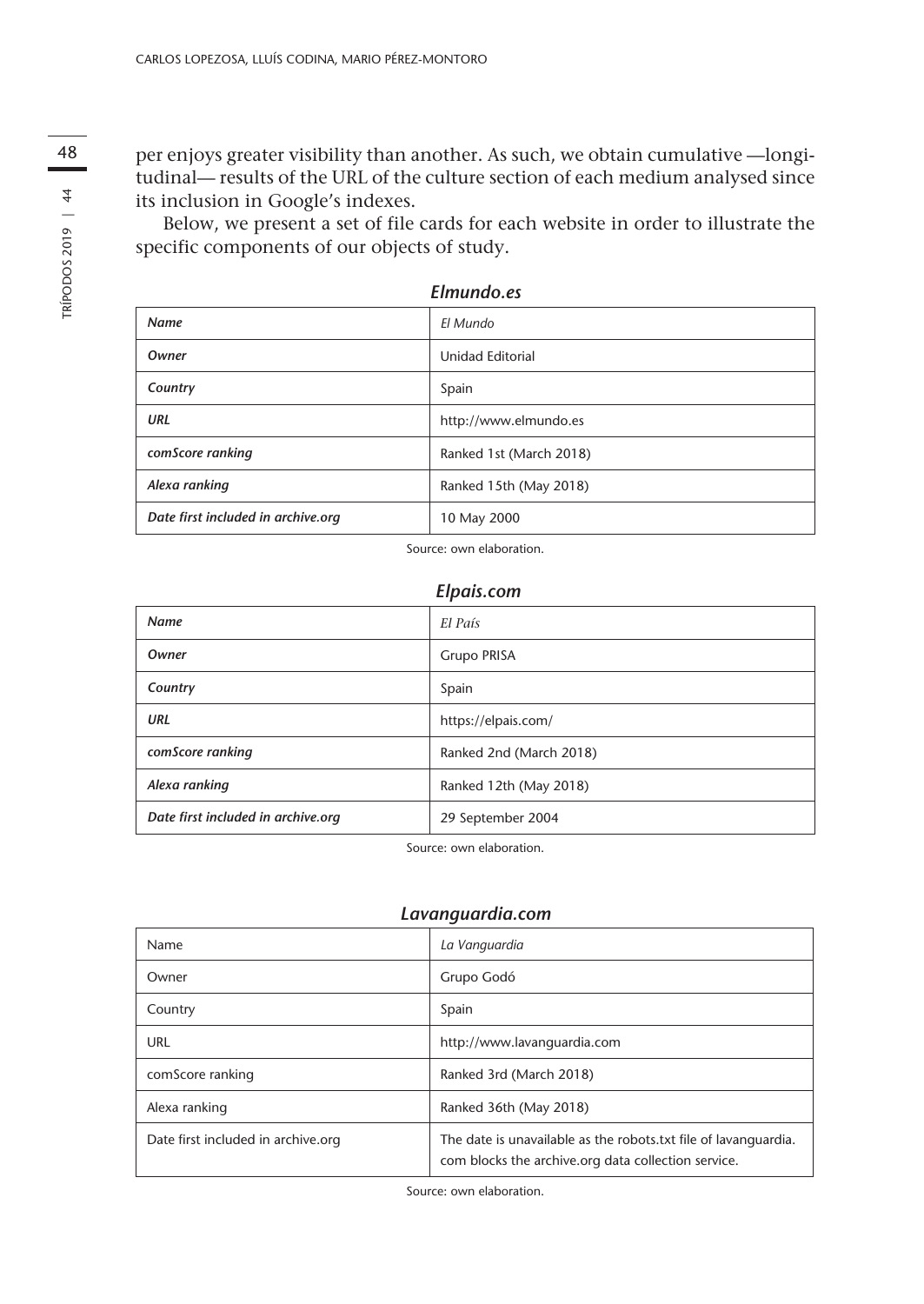per enjoys greater visibility than another. As such, we obtain cumulative —longitudinal— results of the URL of the culture section of each medium analysed since its inclusion in Google's indexes.

Below, we present a set of file cards for each website in order to illustrate the specific components of our objects of study.

***Elmundo.es***

| ***Name*** | *El Mundo* |
|---|---|
| ***Owner*** | Unidad Editorial |
| ***Country*** | Spain |
| ***URL*** | http://www.elmundo.es |
| ***comScore ranking*** | Ranked 1st (March 2018) |
| ***Alexa ranking*** | Ranked 15th (May 2018) |
| ***Date first included in archive.org*** | 10 May 2000 |

Source: own elaboration.

***Elpais.com***

| ***Name*** | *El País* |
|---|---|
| ***Owner*** | Grupo PRISA |
| ***Country*** | Spain |
| ***URL*** | https://elpais.com/ |
| ***comScore ranking*** | Ranked 2nd (March 2018) |
| ***Alexa ranking*** | Ranked 12th (May 2018) |
| ***Date first included in archive.org*** | 29 September 2004 |

Source: own elaboration.

***Lavanguardia.com***

| Name | *La Vanguardia* |
|---|---|
| Owner | Grupo Godó |
| Country | Spain |
| URL | http://www.lavanguardia.com |
| comScore ranking | Ranked 3rd (March 2018) |
| Alexa ranking | Ranked 36th (May 2018) |
| Date first included in archive.org | The date is unavailable as the robots.txt file of lavanguardia.com blocks the archive.org data collection service. |

Source: own elaboration.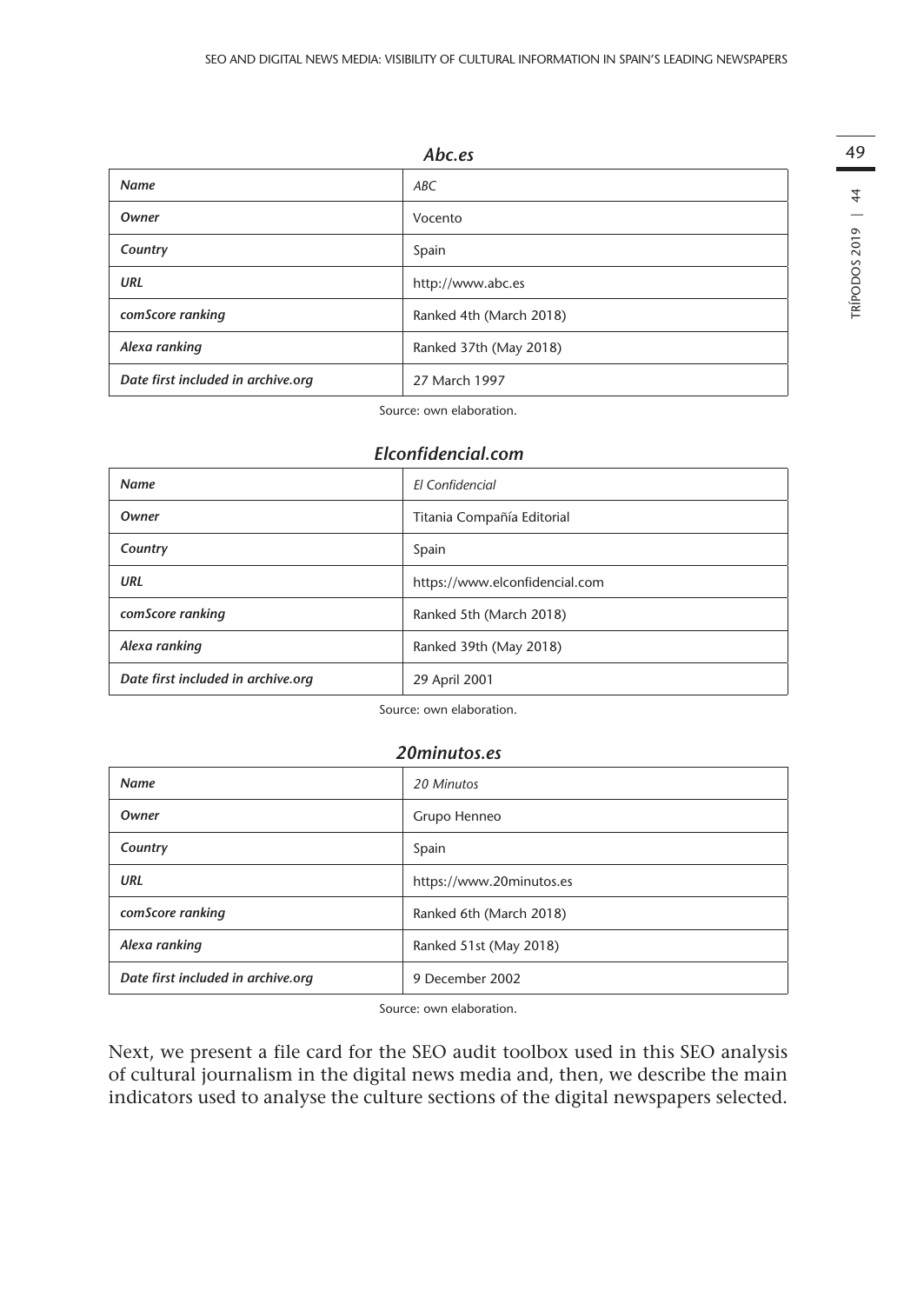***Abc.es***

| | |
|---|---|
| ***Name*** | *ABC* |
| ***Owner*** | Vocento |
| ***Country*** | Spain |
| ***URL*** | http://www.abc.es |
| ***comScore ranking*** | Ranked 4th (March 2018) |
| ***Alexa ranking*** | Ranked 37th (May 2018) |
| ***Date first included in archive.org*** | 27 March 1997 |

Source: own elaboration.

***Elconfidencial.com***

| | |
|---|---|
| ***Name*** | *El Confidencial* |
| ***Owner*** | Titania Compañía Editorial |
| ***Country*** | Spain |
| ***URL*** | https://www.elconfidencial.com |
| ***comScore ranking*** | Ranked 5th (March 2018) |
| ***Alexa ranking*** | Ranked 39th (May 2018) |
| ***Date first included in archive.org*** | 29 April 2001 |

Source: own elaboration.

***20minutos.es***

| | |
|---|---|
| ***Name*** | *20 Minutos* |
| ***Owner*** | Grupo Henneo |
| ***Country*** | Spain |
| ***URL*** | https://www.20minutos.es |
| ***comScore ranking*** | Ranked 6th (March 2018) |
| ***Alexa ranking*** | Ranked 51st (May 2018) |
| ***Date first included in archive.org*** | 9 December 2002 |

Source: own elaboration.

Next, we present a file card for the SEO audit toolbox used in this SEO analysis of cultural journalism in the digital news media and, then, we describe the main indicators used to analyse the culture sections of the digital newspapers selected.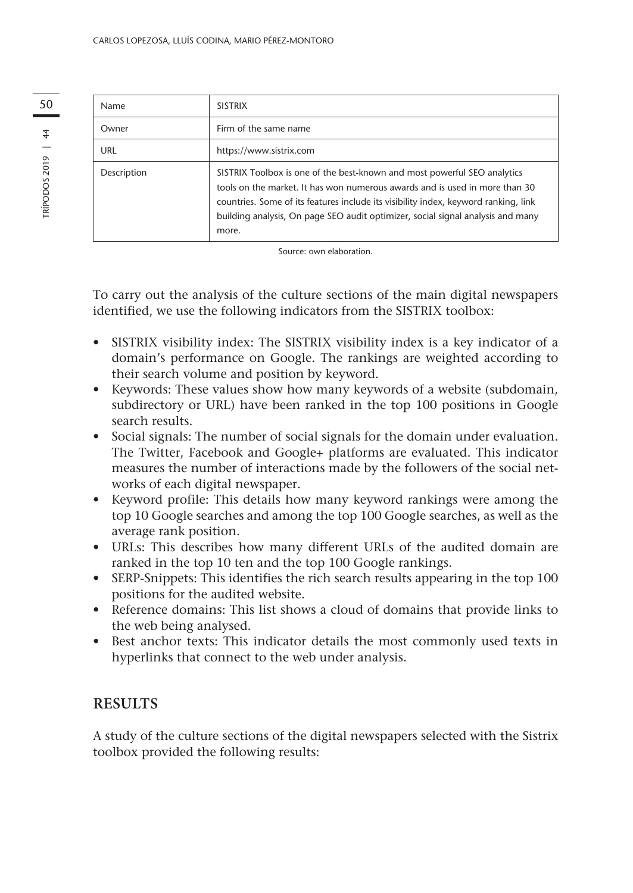| Name | SISTRIX |
| --- | --- |
| Owner | Firm of the same name |
| URL | https://www.sistrix.com |
| Description | SISTRIX Toolbox is one of the best-known and most powerful SEO analytics tools on the market. It has won numerous awards and is used in more than 30 countries. Some of its features include its visibility index, keyword ranking, link building analysis, On page SEO audit optimizer, social signal analysis and many more. |

Source: own elaboration.

To carry out the analysis of the culture sections of the main digital newspapers identified, we use the following indicators from the SISTRIX toolbox:

- SISTRIX visibility index: The SISTRIX visibility index is a key indicator of a domain's performance on Google. The rankings are weighted according to their search volume and position by keyword.
- Keywords: These values show how many keywords of a website (subdomain, subdirectory or URL) have been ranked in the top 100 positions in Google search results.
- Social signals: The number of social signals for the domain under evaluation. The Twitter, Facebook and Google+ platforms are evaluated. This indicator measures the number of interactions made by the followers of the social networks of each digital newspaper.
- Keyword profile: This details how many keyword rankings were among the top 10 Google searches and among the top 100 Google searches, as well as the average rank position.
- URLs: This describes how many different URLs of the audited domain are ranked in the top 10 ten and the top 100 Google rankings.
- SERP-Snippets: This identifies the rich search results appearing in the top 100 positions for the audited website.
- Reference domains: This list shows a cloud of domains that provide links to the web being analysed.
- Best anchor texts: This indicator details the most commonly used texts in hyperlinks that connect to the web under analysis.

## RESULTS

A study of the culture sections of the digital newspapers selected with the Sistrix toolbox provided the following results: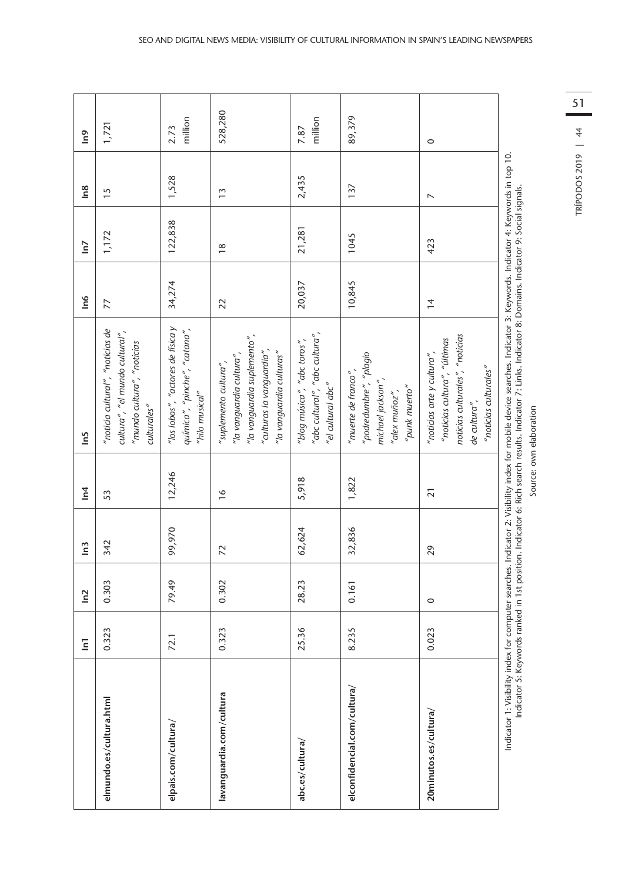| | In1 | In2 | In3 | In4 | In5 | In6 | In7 | In8 | In9 |
|---|---|---|---|---|---|---|---|---|---|
| **elmundo.es/cultura.html** | 0.323 | 0.303 | 342 | 53 | *"noticia cultural", "noticias de cultura", "el mundo cultural", "mundo cultura", "noticias culturales"* | 77 | 1,172 | 15 | 1,721 |
| **elpais.com/cultura/** | 72.1 | 79.49 | 99,970 | 12,246 | *"los lobos", "actores de física y química", "pinche", "catana", "hilo musical"* | 34,274 | 122,838 | 1,528 | 2.73 million |
| **lavanguardia.com/cultura** | 0.323 | 0.302 | 72 | 16 | *"suplemento cultura", "la vanguardia cultura", "la vanguardia suplemento", "culturas la vanguardia", "la vanguardia culturas"* | 22 | 18 | 13 | 528,280 |
| **abc.es/cultura/** | 25.36 | 28.23 | 62,624 | 5,918 | *"blog música", "abc toros", "abc cultural", "abc cultura", "el cultural abc"* | 20,037 | 21,281 | 2,435 | 7.87 million |
| **elconfidencial.com/cultura/** | 8.235 | 0.161 | 32,836 | 1,822 | *"muerte de franco", "podredumbre", "plagio michael jackson", "alex muñoz", "punk muerto"* | 10,845 | 1045 | 137 | 89,379 |
| **20minutos.es/cultura/** | 0.023 | 0 | 29 | 21 | *"noticias arte y cultura", "noticias cultura", "últimas noticias culturales", "noticias de cultura", "noticias culturales"* | 14 | 423 | 7 | 0 |

Indicator 1: Visibility index for computer searches. Indicator 2: Visibility index for mobile device searches. Indicator 3: Keywords. Indicator 4: Keywords in top 10. Indicator 5: Keywords ranked in 1st position. Indicator 6: Rich search results. Indicator 7: Links. Indicator 8: Domains. Indicator 9: Social signals.

Source: own elaboration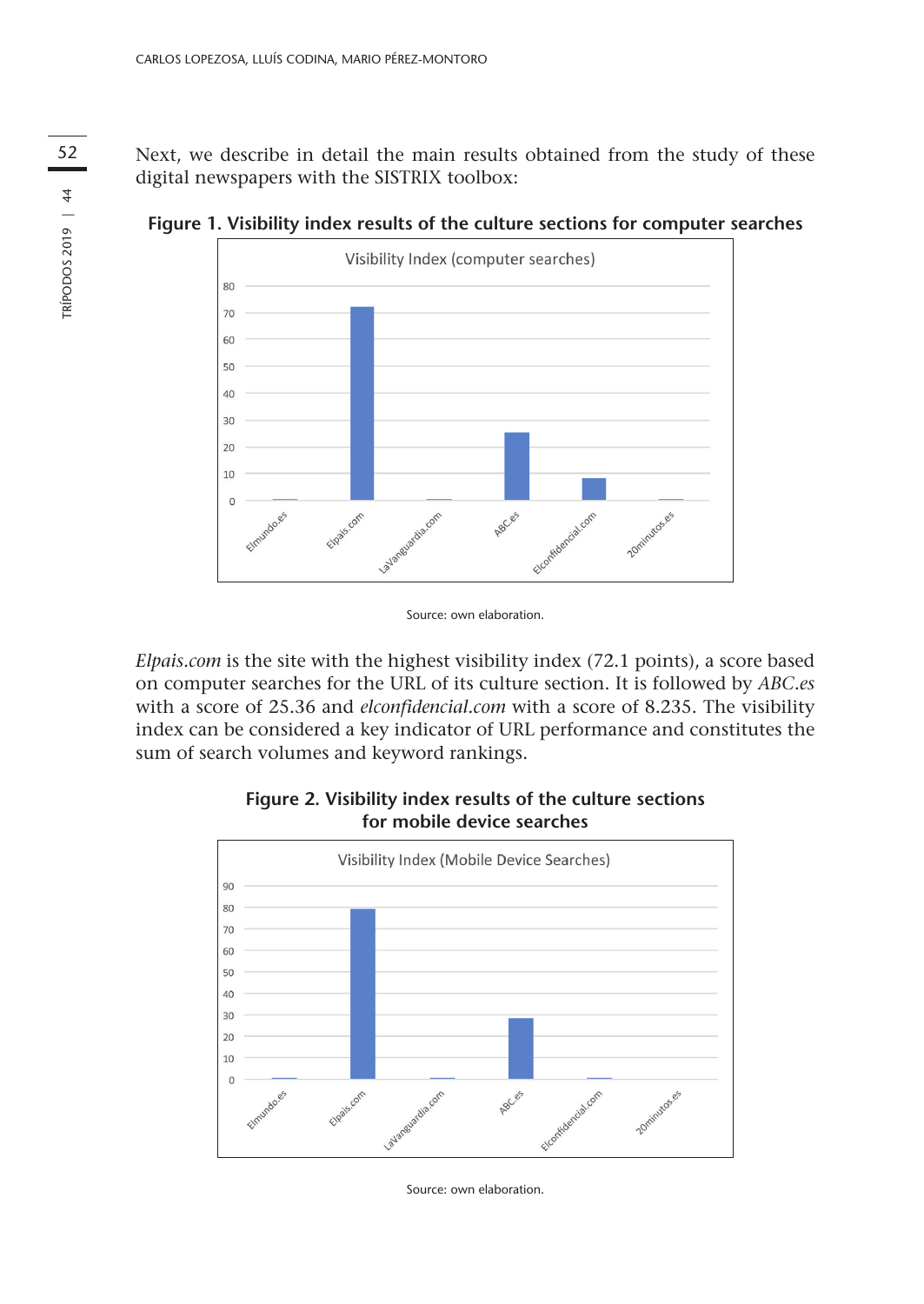Next, we describe in detail the main results obtained from the study of these digital newspapers with the SISTRIX toolbox:

**Figure 1. Visibility index results of the culture sections for computer searches**

Source: own elaboration.

*Elpais.com* is the site with the highest visibility index (72.1 points), a score based on computer searches for the URL of its culture section. It is followed by *ABC.es* with a score of 25.36 and *elconfidencial.com* with a score of 8.235. The visibility index can be considered a key indicator of URL performance and constitutes the sum of search volumes and keyword rankings.

**Figure 2. Visibility index results of the culture sections for mobile device searches**

Source: own elaboration.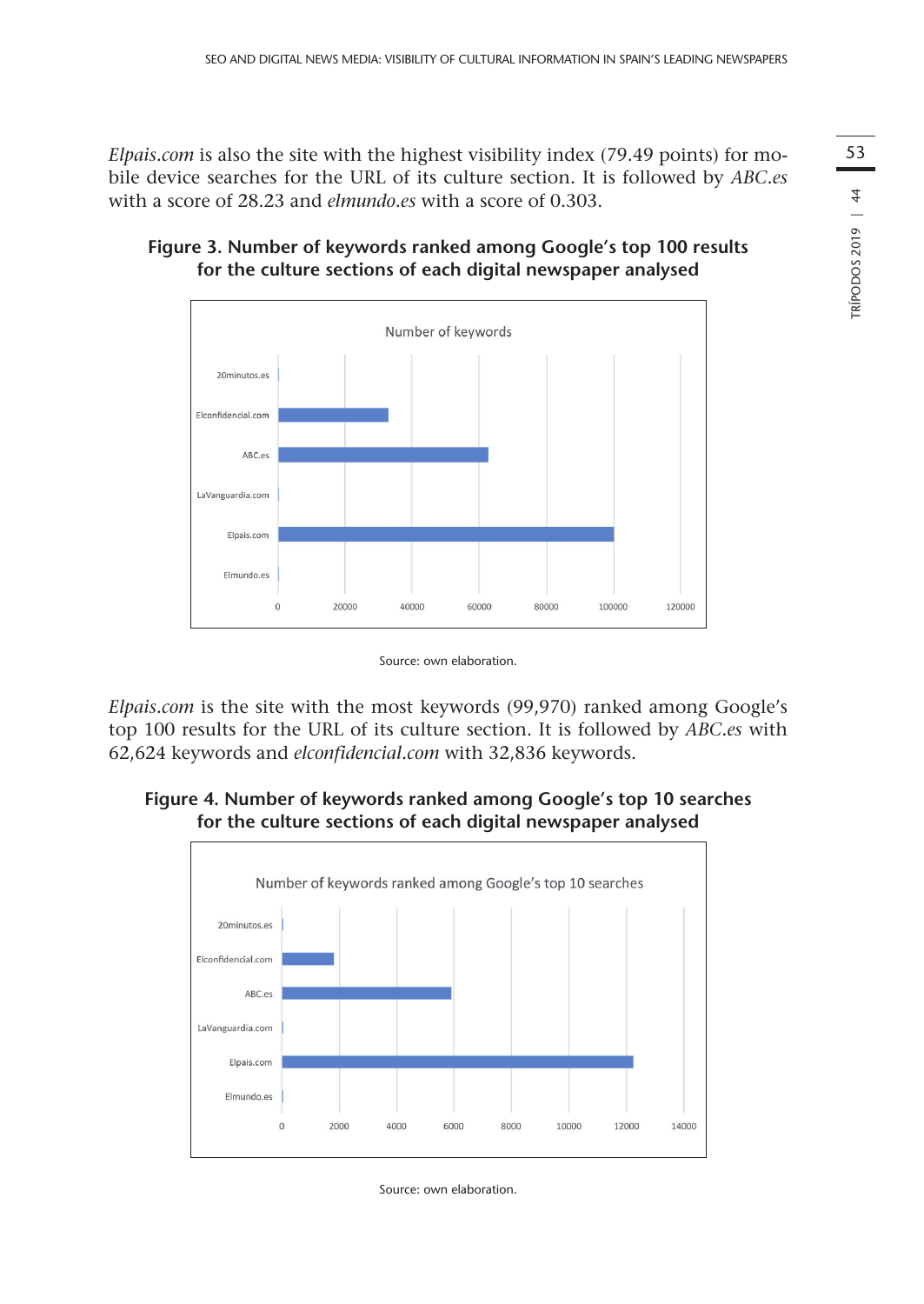*Elpais.com* is also the site with the highest visibility index (79.49 points) for mobile device searches for the URL of its culture section. It is followed by *ABC.es* with a score of 28.23 and *elmundo.es* with a score of 0.303.

**Figure 3. Number of keywords ranked among Google's top 100 results for the culture sections of each digital newspaper analysed**

Source: own elaboration.

*Elpais.com* is the site with the most keywords (99,970) ranked among Google's top 100 results for the URL of its culture section. It is followed by *ABC.es* with 62,624 keywords and *elconfidencial.com* with 32,836 keywords.

**Figure 4. Number of keywords ranked among Google's top 10 searches for the culture sections of each digital newspaper analysed**

Source: own elaboration.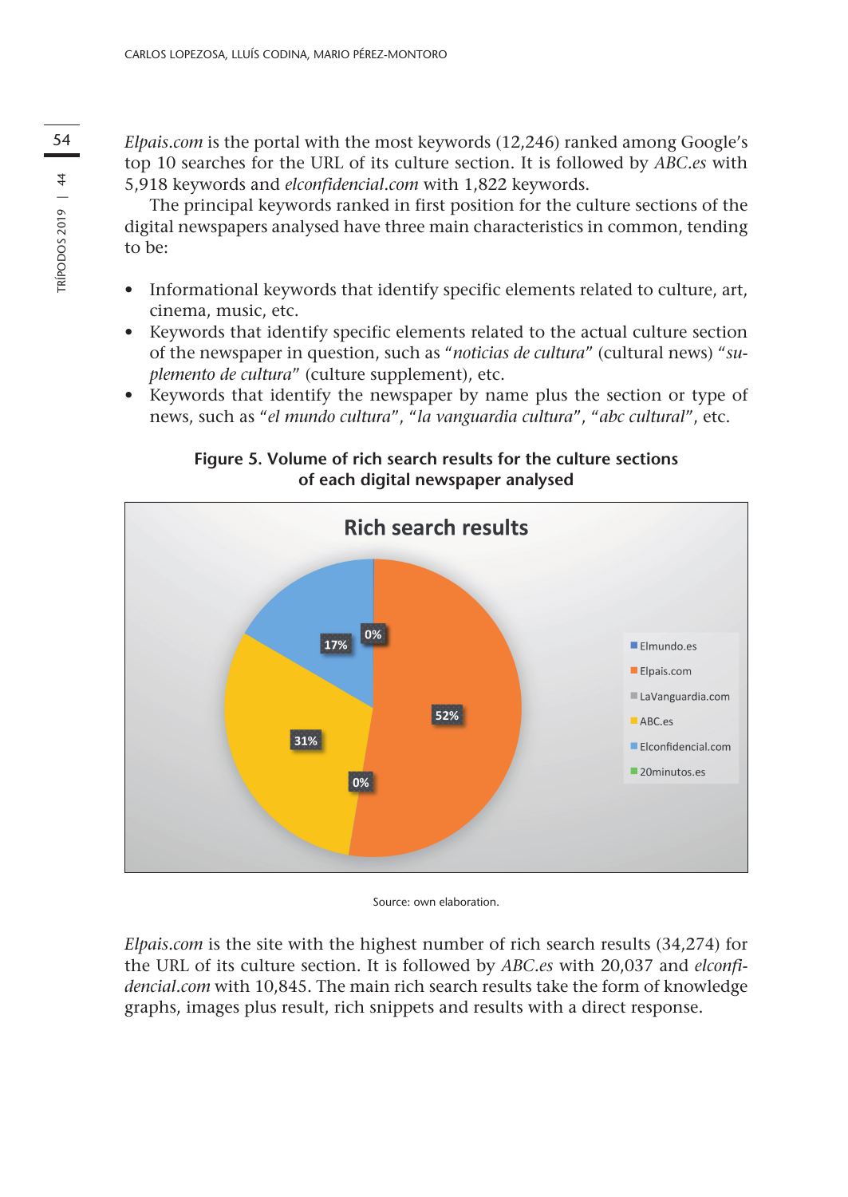*Elpais.com* is the portal with the most keywords (12,246) ranked among Google's top 10 searches for the URL of its culture section. It is followed by *ABC.es* with 5,918 keywords and *elconfidencial.com* with 1,822 keywords.

The principal keywords ranked in first position for the culture sections of the digital newspapers analysed have three main characteristics in common, tending to be:

- Informational keywords that identify specific elements related to culture, art, cinema, music, etc.
- Keywords that identify specific elements related to the actual culture section of the newspaper in question, such as "*noticias de cultura*" (cultural news) "*suplemento de cultura*" (culture supplement), etc.
- Keywords that identify the newspaper by name plus the section or type of news, such as "*el mundo cultura*", "*la vanguardia cultura*", "*abc cultural*", etc.

**Figure 5. Volume of rich search results for the culture sections of each digital newspaper analysed**

Rich search results

- Elmundo.es: 0%
- Elpais.com: 52%
- LaVanguardia.com
- ABC.es: 31%
- Elconfidencial.com: 17%
- 20minutos.es: 0%

Source: own elaboration.

*Elpais.com* is the site with the highest number of rich search results (34,274) for the URL of its culture section. It is followed by *ABC.es* with 20,037 and *elconfidencial.com* with 10,845. The main rich search results take the form of knowledge graphs, images plus result, rich snippets and results with a direct response.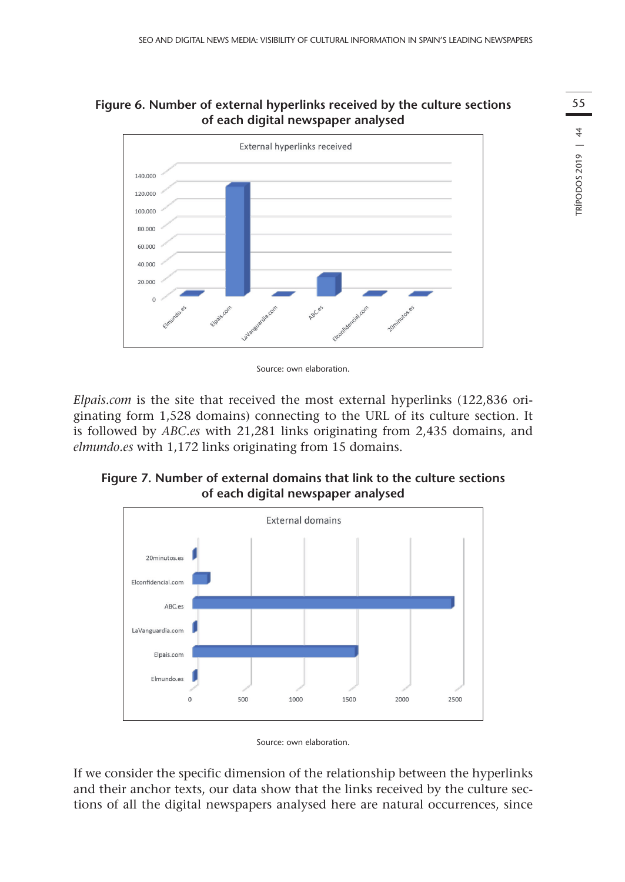**Figure 6. Number of external hyperlinks received by the culture sections of each digital newspaper analysed**

Source: own elaboration.

*Elpais.com* is the site that received the most external hyperlinks (122,836 originating form 1,528 domains) connecting to the URL of its culture section. It is followed by *ABC.es* with 21,281 links originating from 2,435 domains, and *elmundo.es* with 1,172 links originating from 15 domains.

**Figure 7. Number of external domains that link to the culture sections of each digital newspaper analysed**

Source: own elaboration.

If we consider the specific dimension of the relationship between the hyperlinks and their anchor texts, our data show that the links received by the culture sections of all the digital newspapers analysed here are natural occurrences, since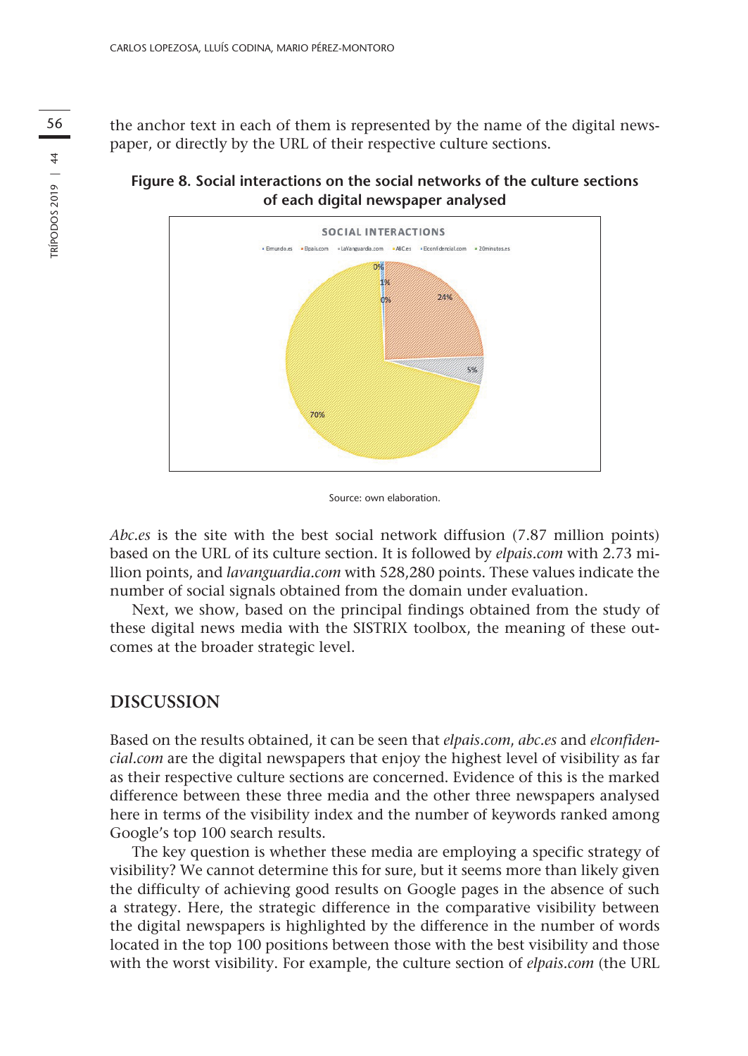the anchor text in each of them is represented by the name of the digital newspaper, or directly by the URL of their respective culture sections.

**Figure 8. Social interactions on the social networks of the culture sections of each digital newspaper analysed**

Source: own elaboration.

*Abc.es* is the site with the best social network diffusion (7.87 million points) based on the URL of its culture section. It is followed by *elpais.com* with 2.73 million points, and *lavanguardia.com* with 528,280 points. These values indicate the number of social signals obtained from the domain under evaluation.

Next, we show, based on the principal findings obtained from the study of these digital news media with the SISTRIX toolbox, the meaning of these outcomes at the broader strategic level.

## DISCUSSION

Based on the results obtained, it can be seen that *elpais.com*, *abc.es* and *elconfidencial.com* are the digital newspapers that enjoy the highest level of visibility as far as their respective culture sections are concerned. Evidence of this is the marked difference between these three media and the other three newspapers analysed here in terms of the visibility index and the number of keywords ranked among Google's top 100 search results.

The key question is whether these media are employing a specific strategy of visibility? We cannot determine this for sure, but it seems more than likely given the difficulty of achieving good results on Google pages in the absence of such a strategy. Here, the strategic difference in the comparative visibility between the digital newspapers is highlighted by the difference in the number of words located in the top 100 positions between those with the best visibility and those with the worst visibility. For example, the culture section of *elpais.com* (the URL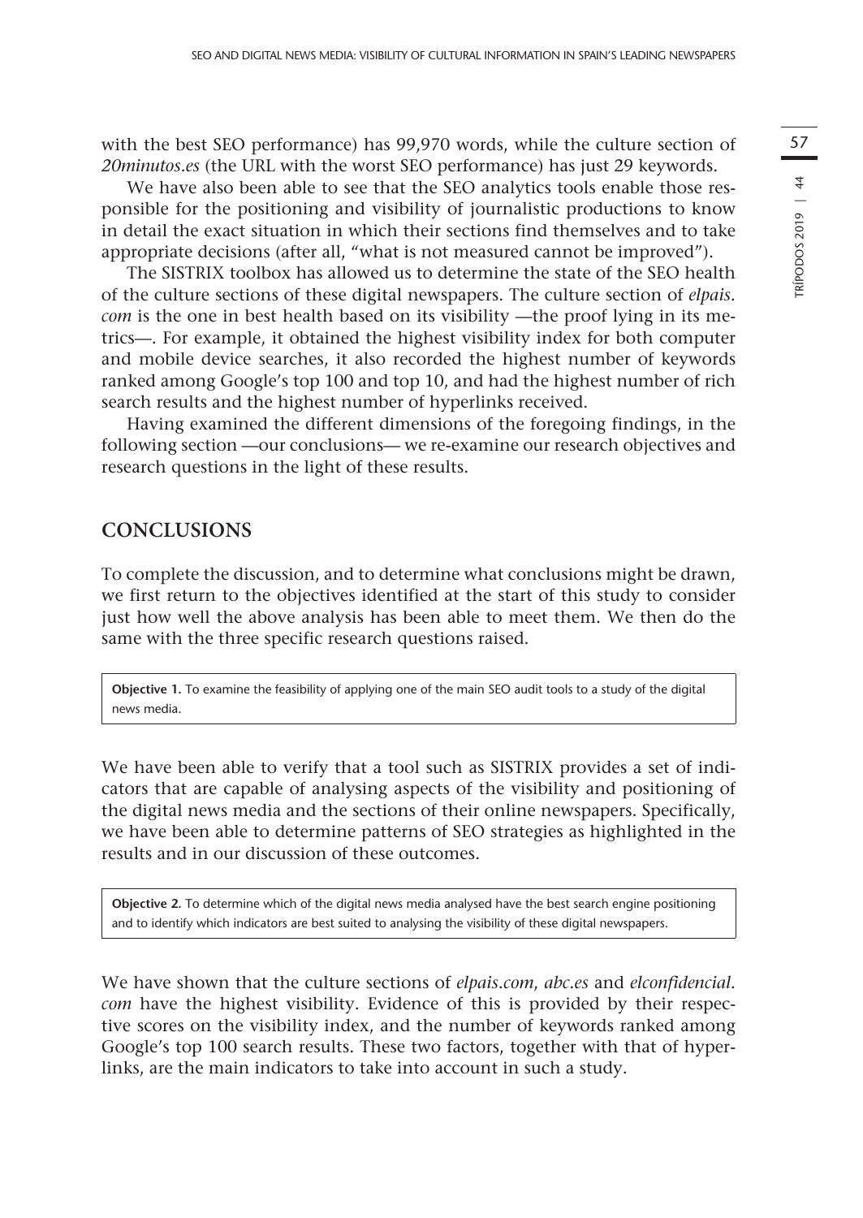with the best SEO performance) has 99,970 words, while the culture section of *20minutos.es* (the URL with the worst SEO performance) has just 29 keywords.

We have also been able to see that the SEO analytics tools enable those responsible for the positioning and visibility of journalistic productions to know in detail the exact situation in which their sections find themselves and to take appropriate decisions (after all, "what is not measured cannot be improved").

The SISTRIX toolbox has allowed us to determine the state of the SEO health of the culture sections of these digital newspapers. The culture section of *elpais.com* is the one in best health based on its visibility —the proof lying in its metrics—. For example, it obtained the highest visibility index for both computer and mobile device searches, it also recorded the highest number of keywords ranked among Google's top 100 and top 10, and had the highest number of rich search results and the highest number of hyperlinks received.

Having examined the different dimensions of the foregoing findings, in the following section —our conclusions— we re-examine our research objectives and research questions in the light of these results.

## CONCLUSIONS

To complete the discussion, and to determine what conclusions might be drawn, we first return to the objectives identified at the start of this study to consider just how well the above analysis has been able to meet them. We then do the same with the three specific research questions raised.

> **Objective 1.** To examine the feasibility of applying one of the main SEO audit tools to a study of the digital news media.

We have been able to verify that a tool such as SISTRIX provides a set of indicators that are capable of analysing aspects of the visibility and positioning of the digital news media and the sections of their online newspapers. Specifically, we have been able to determine patterns of SEO strategies as highlighted in the results and in our discussion of these outcomes.

> **Objective 2.** To determine which of the digital news media analysed have the best search engine positioning and to identify which indicators are best suited to analysing the visibility of these digital newspapers.

We have shown that the culture sections of *elpais.com*, *abc.es* and *elconfidencial.com* have the highest visibility. Evidence of this is provided by their respective scores on the visibility index, and the number of keywords ranked among Google's top 100 search results. These two factors, together with that of hyperlinks, are the main indicators to take into account in such a study.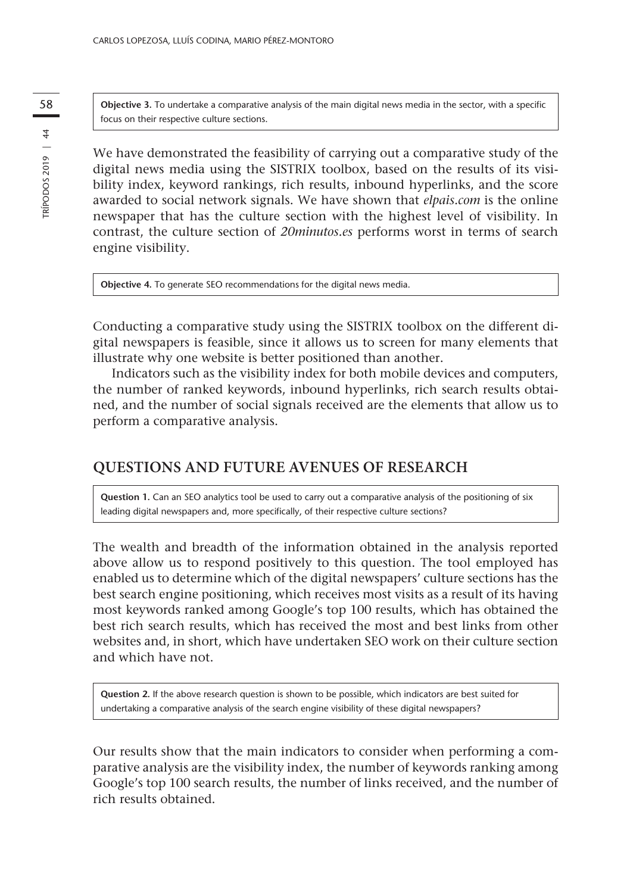**Objective 3.** To undertake a comparative analysis of the main digital news media in the sector, with a specific focus on their respective culture sections.

We have demonstrated the feasibility of carrying out a comparative study of the digital news media using the SISTRIX toolbox, based on the results of its visibility index, keyword rankings, rich results, inbound hyperlinks, and the score awarded to social network signals. We have shown that *elpais.com* is the online newspaper that has the culture section with the highest level of visibility. In contrast, the culture section of *20minutos.es* performs worst in terms of search engine visibility.

**Objective 4.** To generate SEO recommendations for the digital news media.

Conducting a comparative study using the SISTRIX toolbox on the different digital newspapers is feasible, since it allows us to screen for many elements that illustrate why one website is better positioned than another.

Indicators such as the visibility index for both mobile devices and computers, the number of ranked keywords, inbound hyperlinks, rich search results obtained, and the number of social signals received are the elements that allow us to perform a comparative analysis.

## QUESTIONS AND FUTURE AVENUES OF RESEARCH

**Question 1.** Can an SEO analytics tool be used to carry out a comparative analysis of the positioning of six leading digital newspapers and, more specifically, of their respective culture sections?

The wealth and breadth of the information obtained in the analysis reported above allow us to respond positively to this question. The tool employed has enabled us to determine which of the digital newspapers' culture sections has the best search engine positioning, which receives most visits as a result of its having most keywords ranked among Google's top 100 results, which has obtained the best rich search results, which has received the most and best links from other websites and, in short, which have undertaken SEO work on their culture section and which have not.

**Question 2.** If the above research question is shown to be possible, which indicators are best suited for undertaking a comparative analysis of the search engine visibility of these digital newspapers?

Our results show that the main indicators to consider when performing a comparative analysis are the visibility index, the number of keywords ranking among Google's top 100 search results, the number of links received, and the number of rich results obtained.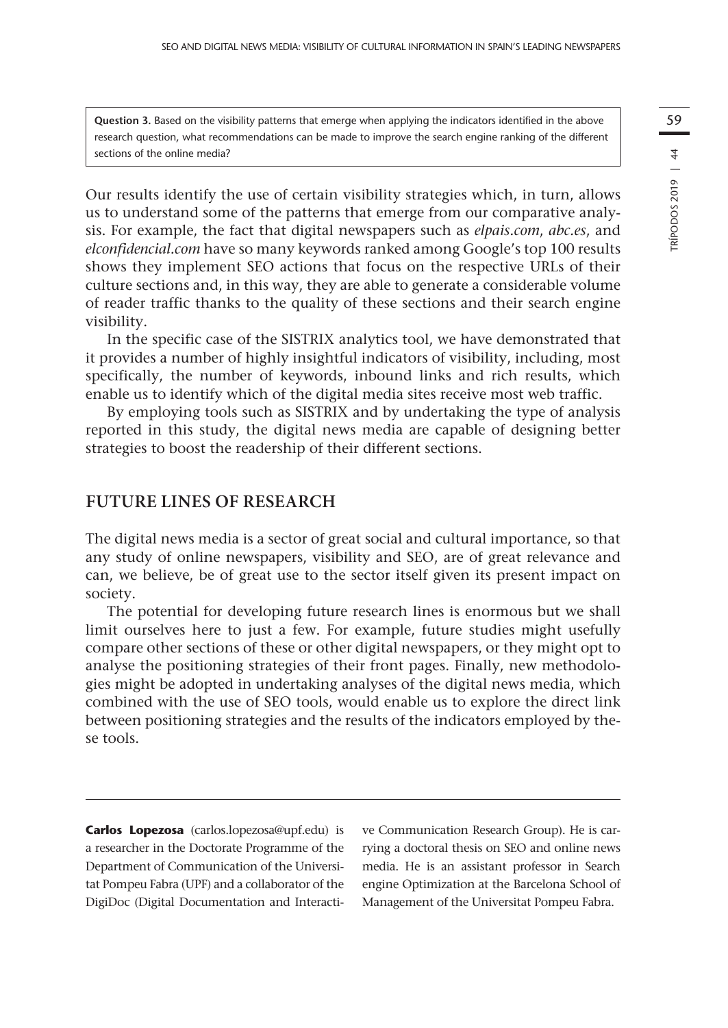**Question 3.** Based on the visibility patterns that emerge when applying the indicators identified in the above research question, what recommendations can be made to improve the search engine ranking of the different sections of the online media?

Our results identify the use of certain visibility strategies which, in turn, allows us to understand some of the patterns that emerge from our comparative analysis. For example, the fact that digital newspapers such as *elpais.com*, *abc.es*, and *elconfidencial.com* have so many keywords ranked among Google's top 100 results shows they implement SEO actions that focus on the respective URLs of their culture sections and, in this way, they are able to generate a considerable volume of reader traffic thanks to the quality of these sections and their search engine visibility.

In the specific case of the SISTRIX analytics tool, we have demonstrated that it provides a number of highly insightful indicators of visibility, including, most specifically, the number of keywords, inbound links and rich results, which enable us to identify which of the digital media sites receive most web traffic.

By employing tools such as SISTRIX and by undertaking the type of analysis reported in this study, the digital news media are capable of designing better strategies to boost the readership of their different sections.

## FUTURE LINES OF RESEARCH

The digital news media is a sector of great social and cultural importance, so that any study of online newspapers, visibility and SEO, are of great relevance and can, we believe, be of great use to the sector itself given its present impact on society.

The potential for developing future research lines is enormous but we shall limit ourselves here to just a few. For example, future studies might usefully compare other sections of these or other digital newspapers, or they might opt to analyse the positioning strategies of their front pages. Finally, new methodologies might be adopted in undertaking analyses of the digital news media, which combined with the use of SEO tools, would enable us to explore the direct link between positioning strategies and the results of the indicators employed by these tools.

---

**Carlos Lopezosa** (carlos.lopezosa@upf.edu) is a researcher in the Doctorate Programme of the Department of Communication of the Universitat Pompeu Fabra (UPF) and a collaborator of the DigiDoc (Digital Documentation and Interactive Communication Research Group). He is carrying a doctoral thesis on SEO and online news media. He is an assistant professor in Search engine Optimization at the Barcelona School of Management of the Universitat Pompeu Fabra.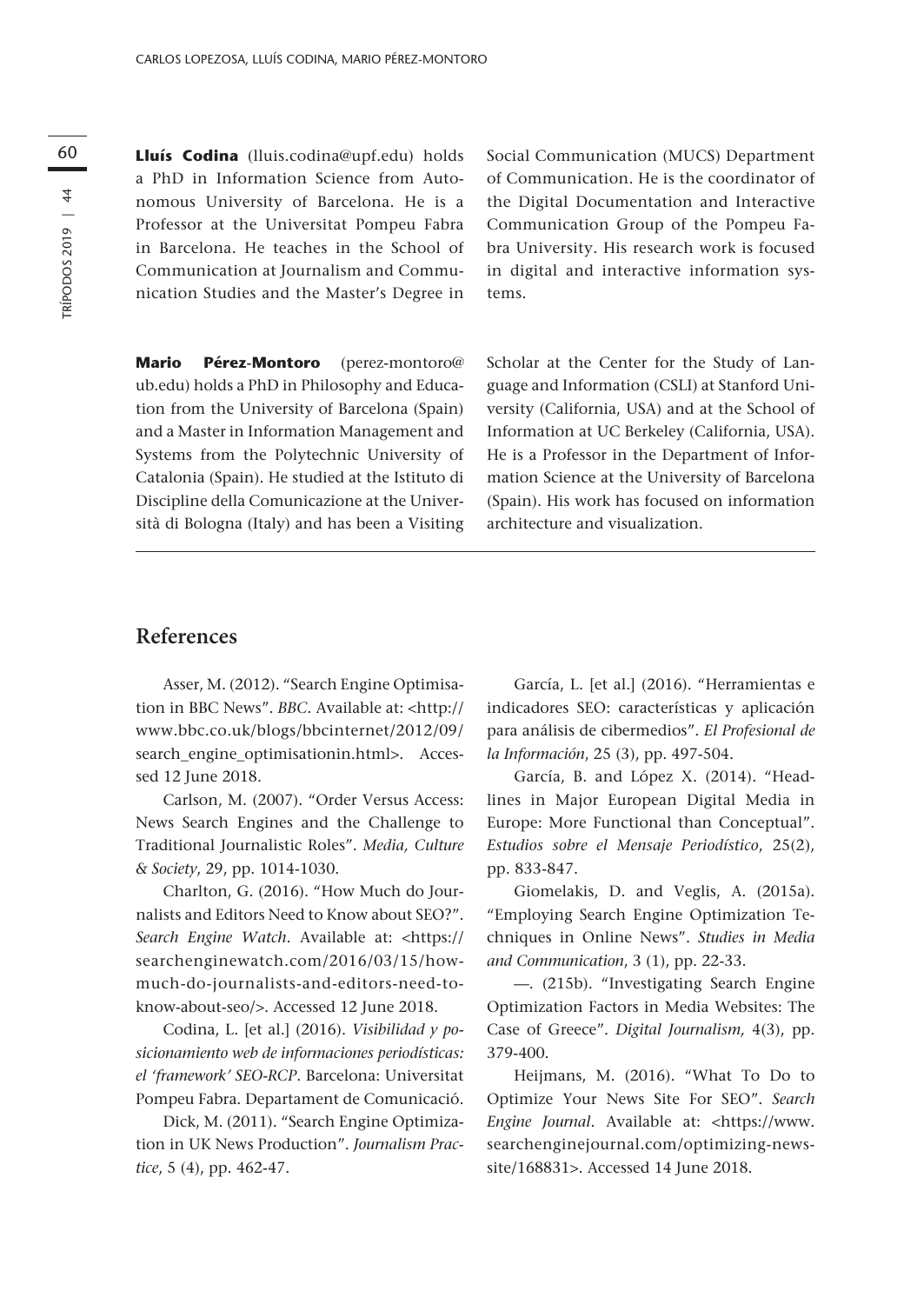**Lluís Codina** (lluis.codina@upf.edu) holds a PhD in Information Science from Autonomous University of Barcelona. He is a Professor at the Universitat Pompeu Fabra in Barcelona. He teaches in the School of Communication at Journalism and Communication Studies and the Master's Degree in Social Communication (MUCS) Department of Communication. He is the coordinator of the Digital Documentation and Interactive Communication Group of the Pompeu Fabra University. His research work is focused in digital and interactive information systems.

**Mario Pérez-Montoro** (perez-montoro@ub.edu) holds a PhD in Philosophy and Education from the University of Barcelona (Spain) and a Master in Information Management and Systems from the Polytechnic University of Catalonia (Spain). He studied at the Istituto di Discipline della Comunicazione at the Università di Bologna (Italy) and has been a Visiting Scholar at the Center for the Study of Language and Information (CSLI) at Stanford University (California, USA) and at the School of Information at UC Berkeley (California, USA). He is a Professor in the Department of Information Science at the University of Barcelona (Spain). His work has focused on information architecture and visualization.

## References

Asser, M. (2012). "Search Engine Optimisation in BBC News". *BBC*. Available at: <http://www.bbc.co.uk/blogs/bbcinternet/2012/09/search_engine_optimisationin.html>. Accessed 12 June 2018.

Carlson, M. (2007). "Order Versus Access: News Search Engines and the Challenge to Traditional Journalistic Roles". *Media, Culture & Society*, 29, pp. 1014-1030.

Charlton, G. (2016). "How Much do Journalists and Editors Need to Know about SEO?". *Search Engine Watch*. Available at: <https://searchenginewatch.com/2016/03/15/how-much-do-journalists-and-editors-need-to-know-about-seo/>. Accessed 12 June 2018.

Codina, L. [et al.] (2016). *Visibilidad y posicionamiento web de informaciones periodísticas: el 'framework' SEO-RCP*. Barcelona: Universitat Pompeu Fabra. Departament de Comunicació.

Dick, M. (2011). "Search Engine Optimization in UK News Production". *Journalism Practice*, 5 (4), pp. 462-47.

García, L. [et al.] (2016). "Herramientas e indicadores SEO: características y aplicación para análisis de cibermedios". *El Profesional de la Información*, 25 (3), pp. 497-504.

García, B. and López X. (2014). "Headlines in Major European Digital Media in Europe: More Functional than Conceptual". *Estudios sobre el Mensaje Periodístico*, 25(2), pp. 833-847.

Giomelakis, D. and Veglis, A. (2015a). "Employing Search Engine Optimization Techniques in Online News". *Studies in Media and Communication*, 3 (1), pp. 22-33.

—. (215b). "Investigating Search Engine Optimization Factors in Media Websites: The Case of Greece". *Digital Journalism*, 4(3), pp. 379-400.

Heijmans, M. (2016). "What To Do to Optimize Your News Site For SEO". *Search Engine Journal*. Available at: <https://www.searchenginejournal.com/optimizing-news-site/168831>. Accessed 14 June 2018.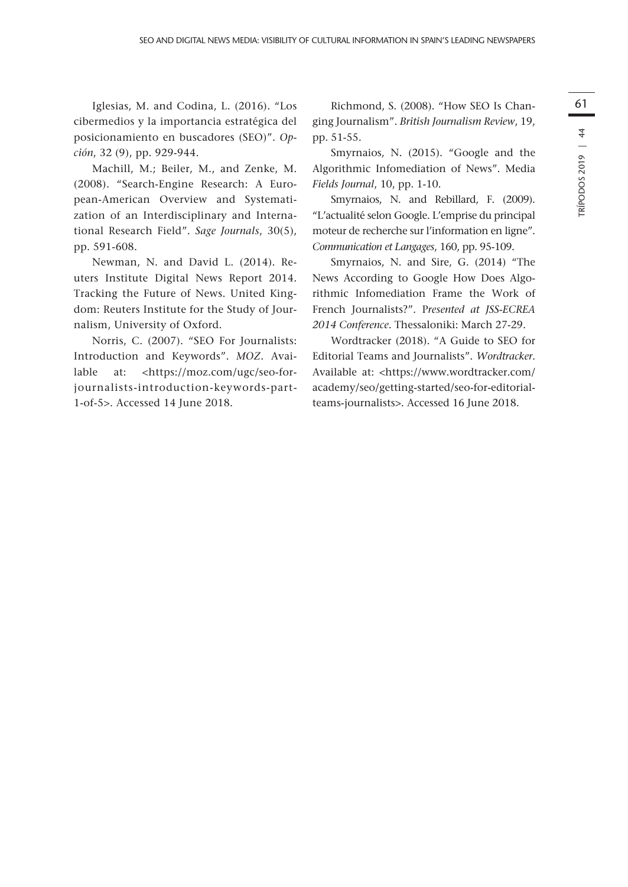Iglesias, M. and Codina, L. (2016). "Los cibermedios y la importancia estratégica del posicionamiento en buscadores (SEO)". *Opción*, 32 (9), pp. 929-944.

Machill, M.; Beiler, M., and Zenke, M. (2008). "Search-Engine Research: A European-American Overview and Systematization of an Interdisciplinary and International Research Field". *Sage Journals*, 30(5), pp. 591-608.

Newman, N. and David L. (2014). Reuters Institute Digital News Report 2014. Tracking the Future of News. United Kingdom: Reuters Institute for the Study of Journalism, University of Oxford.

Norris, C. (2007). "SEO For Journalists: Introduction and Keywords". *MOZ*. Available at: <https://moz.com/ugc/seo-for-journalists-introduction-keywords-part-1-of-5>. Accessed 14 June 2018.

Richmond, S. (2008). "How SEO Is Changing Journalism". *British Journalism Review*, 19, pp. 51-55.

Smyrnaios, N. (2015). "Google and the Algorithmic Infomediation of News". Media *Fields Journal*, 10, pp. 1-10.

Smyrnaios, N. and Rebillard, F. (2009). "L'actualité selon Google. L'emprise du principal moteur de recherche sur l'information en ligne". *Communication et Langages*, 160, pp. 95-109.

Smyrnaios, N. and Sire, G. (2014) "The News According to Google How Does Algorithmic Infomediation Frame the Work of French Journalists?". P*resented at JSS-ECREA 2014 Conference*. Thessaloniki: March 27-29.

Wordtracker (2018). "A Guide to SEO for Editorial Teams and Journalists". *Wordtracker*. Available at: <https://www.wordtracker.com/academy/seo/getting-started/seo-for-editorial-teams-journalists>. Accessed 16 June 2018.